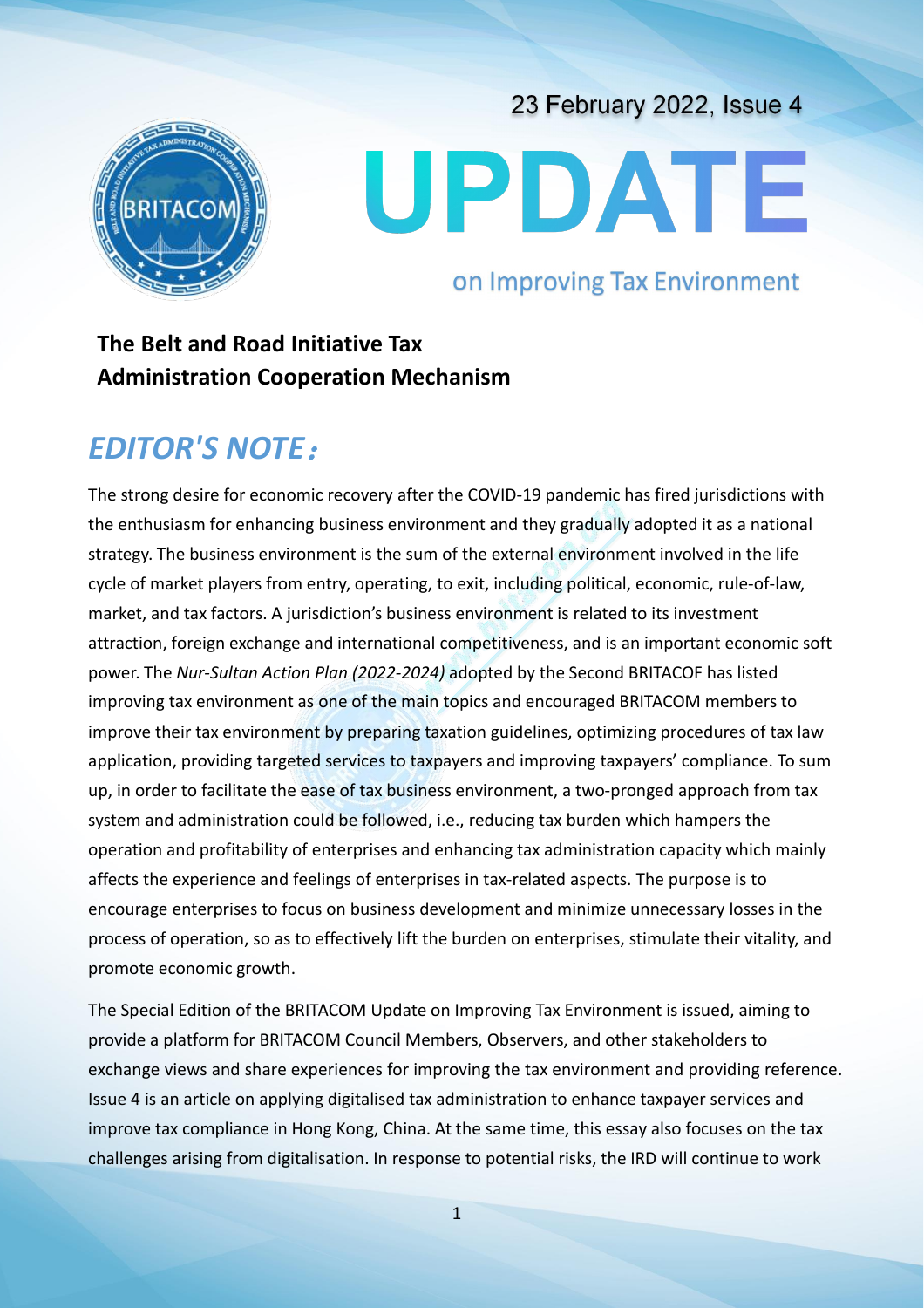23 February 2022, Issue 4

# UPDATE

on Improving Tax Environment

**The Belt and Road Initiative Tax Administration Cooperation Mechanism**

## *EDITOR'S NOTE:*

The strong desire for economic recovery after the COVID-19 pandemic has fired jurisdictions with the enthusiasm for enhancing business environment and they gradually adopted it as a national strategy. The business environment is the sum of the external environment involved in the life cycle of market players from entry, operating, to exit, including political, economic, rule-of-law, market, and tax factors. A jurisdiction's business environment is related to its investment attraction, foreign exchange and international competitiveness, and is an important economic soft power. The *Nur-Sultan Action Plan (2022-2024)* adopted by the Second BRITACOF has listed improving tax environment as one of the main topics and encouraged BRITACOM members to improve their tax environment by preparing taxation guidelines, optimizing procedures of tax law application, providing targeted services to taxpayers and improving taxpayers' compliance. To sum up, in order to facilitate the ease of tax business environment, a two-pronged approach from tax system and administration could be followed, i.e., reducing tax burden which hampers the operation and profitability of enterprises and enhancing tax administration capacity which mainly affects the experience and feelings of enterprises in tax-related aspects. The purpose is to encourage enterprises to focus on business development and minimize unnecessary losses in the process of operation, so as to effectively lift the burden on enterprises, stimulate their vitality, and promote economic growth.

The Special Edition of the BRITACOM Update on Improving Tax Environment is issued, aiming to provide a platform for BRITACOM Council Members, Observers, and other stakeholders to exchange views and share experiences for improving the tax environment and providing reference. Issue 4 is an article on applying digitalised tax administration to enhance taxpayer services and improve tax compliance in Hong Kong, China. At the same time, this essay also focuses on the tax challenges arising from digitalisation. In response to potential risks, the IRD will continue to work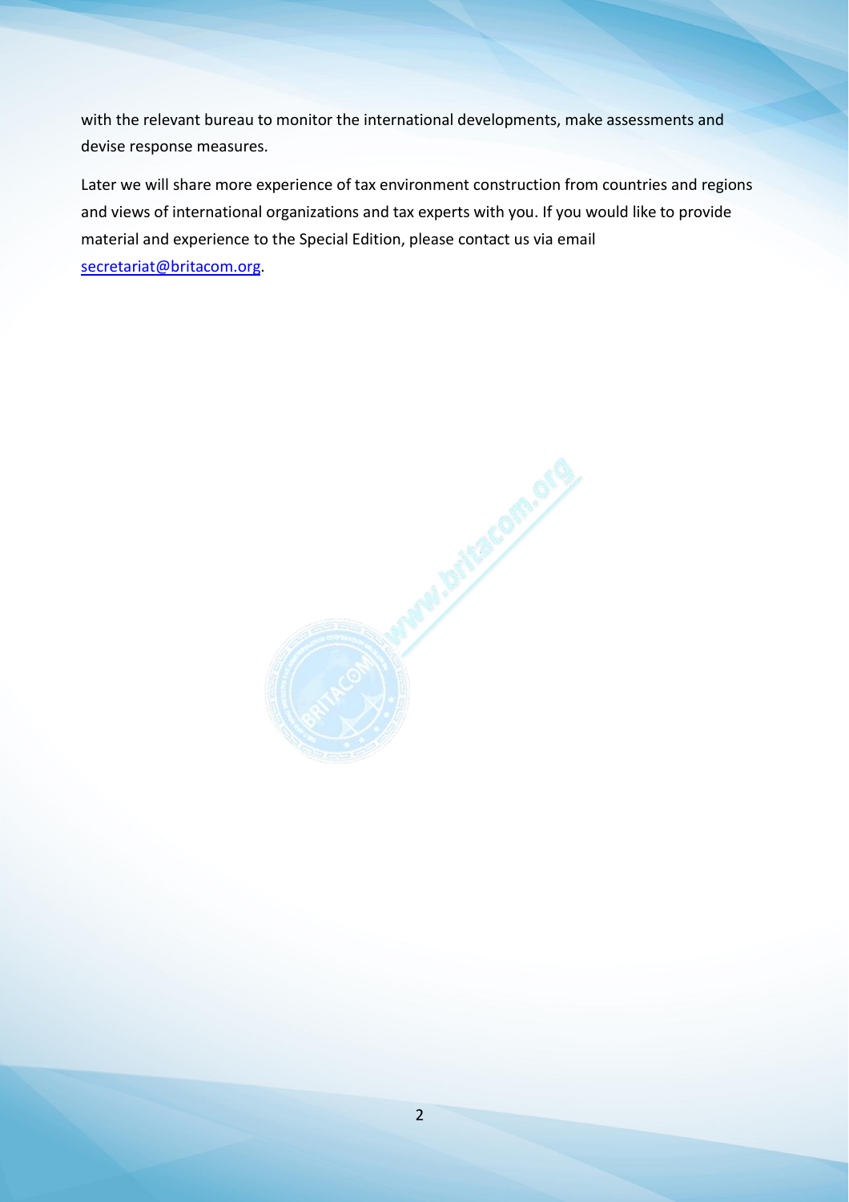with the relevant bureau to monitor the international developments, make assessments and devise response measures.

Later we will share more experience of tax environment construction from countries and regions and views of international organizations and tax experts with you. If you would like to provide material and experience to the Special Edition, please contact us via email secretariat@britacom.org.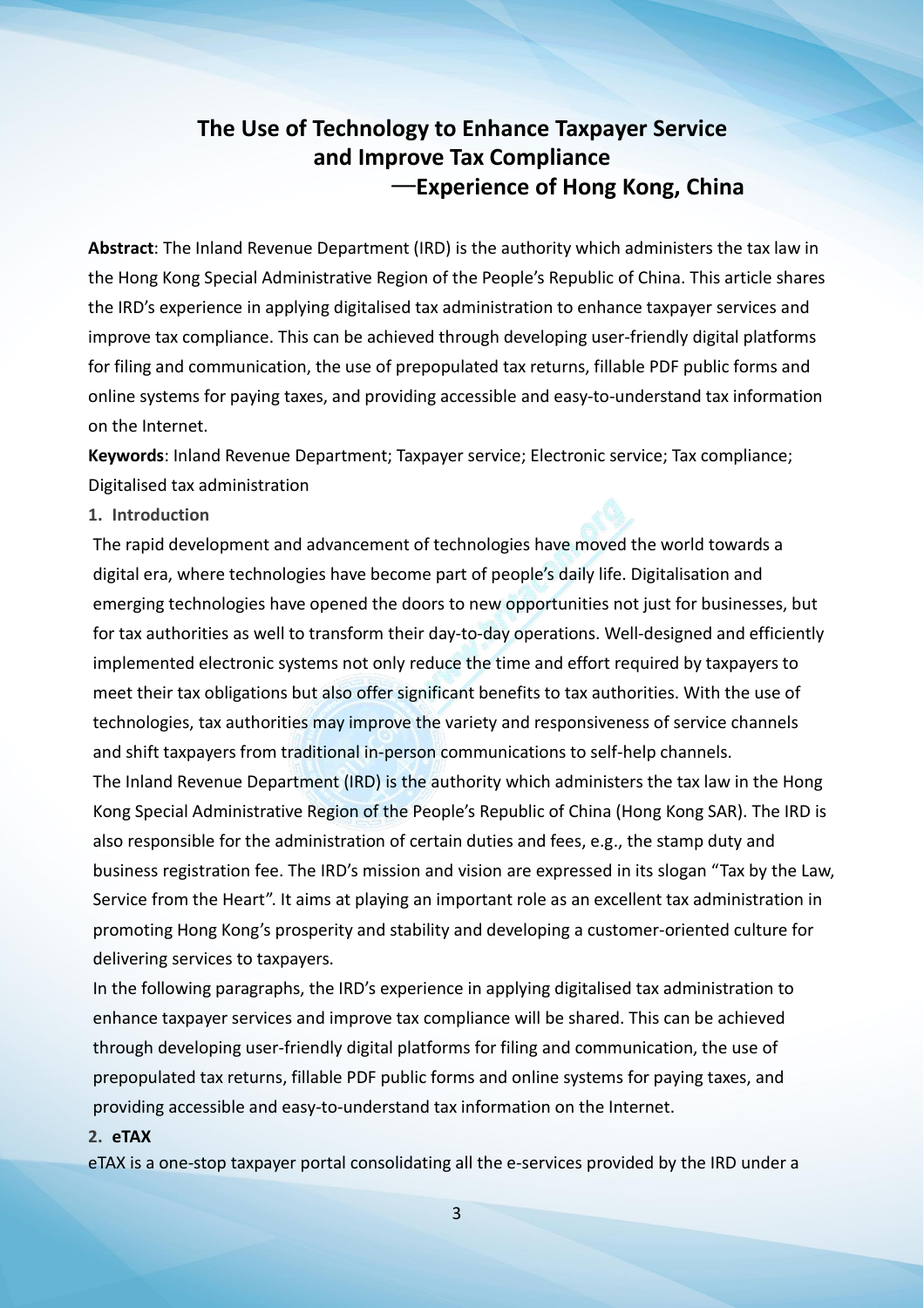# The Use of Technology to Enhance Taxpayer Service and Improve Tax Compliance
## —Experience of Hong Kong, China

**Abstract**: The Inland Revenue Department (IRD) is the authority which administers the tax law in the Hong Kong Special Administrative Region of the People's Republic of China. This article shares the IRD's experience in applying digitalised tax administration to enhance taxpayer services and improve tax compliance. This can be achieved through developing user-friendly digital platforms for filing and communication, the use of prepopulated tax returns, fillable PDF public forms and online systems for paying taxes, and providing accessible and easy-to-understand tax information on the Internet.

**Keywords**: Inland Revenue Department; Taxpayer service; Electronic service; Tax compliance; Digitalised tax administration

### 1. Introduction

The rapid development and advancement of technologies have moved the world towards a digital era, where technologies have become part of people's daily life. Digitalisation and emerging technologies have opened the doors to new opportunities not just for businesses, but for tax authorities as well to transform their day-to-day operations. Well-designed and efficiently implemented electronic systems not only reduce the time and effort required by taxpayers to meet their tax obligations but also offer significant benefits to tax authorities. With the use of technologies, tax authorities may improve the variety and responsiveness of service channels and shift taxpayers from traditional in-person communications to self-help channels.

The Inland Revenue Department (IRD) is the authority which administers the tax law in the Hong Kong Special Administrative Region of the People's Republic of China (Hong Kong SAR). The IRD is also responsible for the administration of certain duties and fees, e.g., the stamp duty and business registration fee. The IRD's mission and vision are expressed in its slogan "Tax by the Law, Service from the Heart". It aims at playing an important role as an excellent tax administration in promoting Hong Kong's prosperity and stability and developing a customer-oriented culture for delivering services to taxpayers.

In the following paragraphs, the IRD's experience in applying digitalised tax administration to enhance taxpayer services and improve tax compliance will be shared. This can be achieved through developing user-friendly digital platforms for filing and communication, the use of prepopulated tax returns, fillable PDF public forms and online systems for paying taxes, and providing accessible and easy-to-understand tax information on the Internet.

### 2. eTAX

eTAX is a one-stop taxpayer portal consolidating all the e-services provided by the IRD under a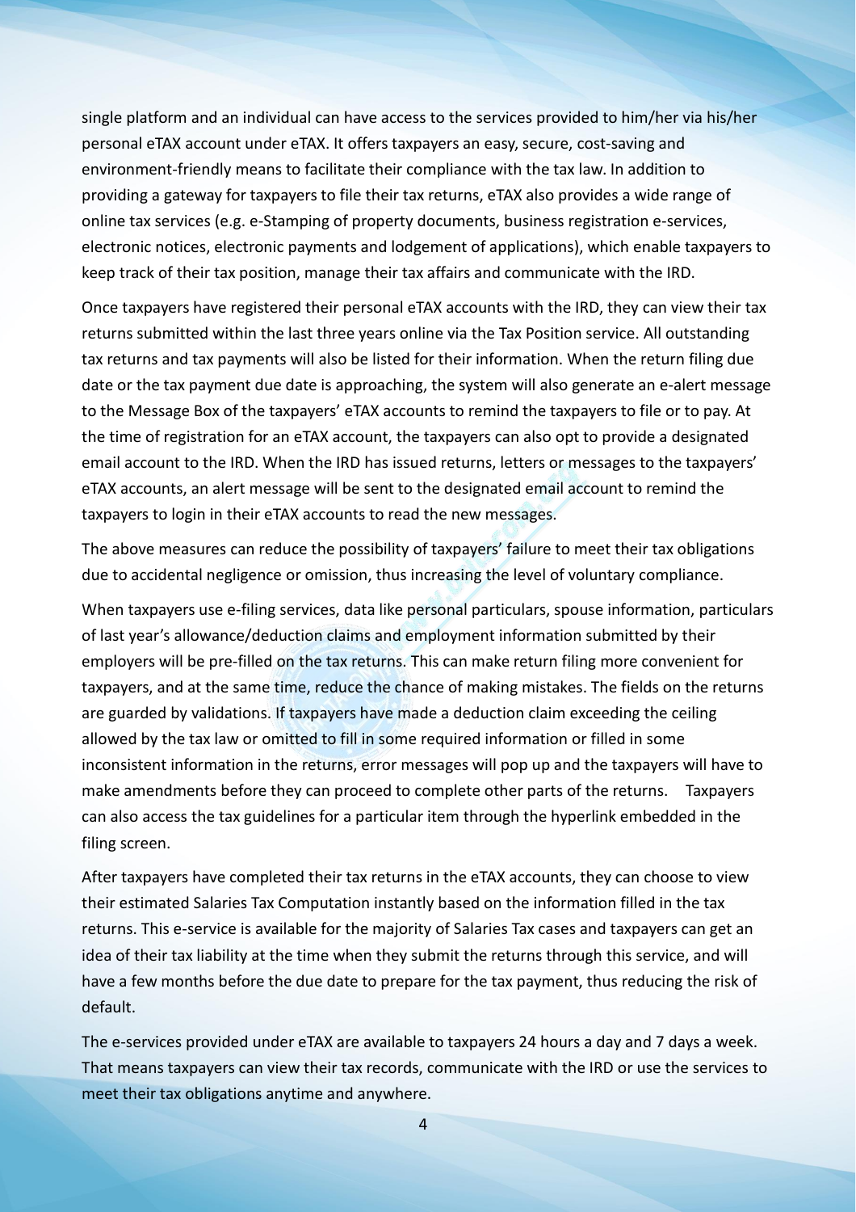single platform and an individual can have access to the services provided to him/her via his/her personal eTAX account under eTAX. It offers taxpayers an easy, secure, cost-saving and environment-friendly means to facilitate their compliance with the tax law. In addition to providing a gateway for taxpayers to file their tax returns, eTAX also provides a wide range of online tax services (e.g. e-Stamping of property documents, business registration e-services, electronic notices, electronic payments and lodgement of applications), which enable taxpayers to keep track of their tax position, manage their tax affairs and communicate with the IRD.

Once taxpayers have registered their personal eTAX accounts with the IRD, they can view their tax returns submitted within the last three years online via the Tax Position service. All outstanding tax returns and tax payments will also be listed for their information. When the return filing due date or the tax payment due date is approaching, the system will also generate an e-alert message to the Message Box of the taxpayers' eTAX accounts to remind the taxpayers to file or to pay. At the time of registration for an eTAX account, the taxpayers can also opt to provide a designated email account to the IRD. When the IRD has issued returns, letters or messages to the taxpayers' eTAX accounts, an alert message will be sent to the designated email account to remind the taxpayers to login in their eTAX accounts to read the new messages.

The above measures can reduce the possibility of taxpayers' failure to meet their tax obligations due to accidental negligence or omission, thus increasing the level of voluntary compliance.

When taxpayers use e-filing services, data like personal particulars, spouse information, particulars of last year's allowance/deduction claims and employment information submitted by their employers will be pre-filled on the tax returns. This can make return filing more convenient for taxpayers, and at the same time, reduce the chance of making mistakes. The fields on the returns are guarded by validations. If taxpayers have made a deduction claim exceeding the ceiling allowed by the tax law or omitted to fill in some required information or filled in some inconsistent information in the returns, error messages will pop up and the taxpayers will have to make amendments before they can proceed to complete other parts of the returns. Taxpayers can also access the tax guidelines for a particular item through the hyperlink embedded in the filing screen.

After taxpayers have completed their tax returns in the eTAX accounts, they can choose to view their estimated Salaries Tax Computation instantly based on the information filled in the tax returns. This e-service is available for the majority of Salaries Tax cases and taxpayers can get an idea of their tax liability at the time when they submit the returns through this service, and will have a few months before the due date to prepare for the tax payment, thus reducing the risk of default.

The e-services provided under eTAX are available to taxpayers 24 hours a day and 7 days a week. That means taxpayers can view their tax records, communicate with the IRD or use the services to meet their tax obligations anytime and anywhere.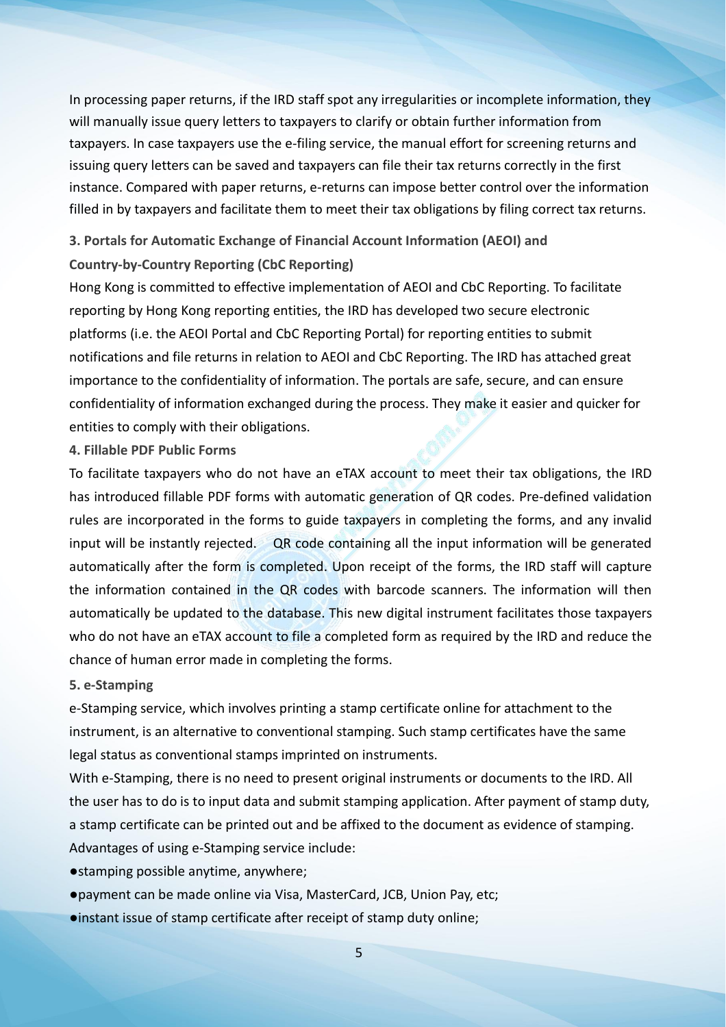In processing paper returns, if the IRD staff spot any irregularities or incomplete information, they will manually issue query letters to taxpayers to clarify or obtain further information from taxpayers. In case taxpayers use the e-filing service, the manual effort for screening returns and issuing query letters can be saved and taxpayers can file their tax returns correctly in the first instance. Compared with paper returns, e-returns can impose better control over the information filled in by taxpayers and facilitate them to meet their tax obligations by filing correct tax returns.

**3. Portals for Automatic Exchange of Financial Account Information (AEOI) and Country-by-Country Reporting (CbC Reporting)**

Hong Kong is committed to effective implementation of AEOI and CbC Reporting. To facilitate reporting by Hong Kong reporting entities, the IRD has developed two secure electronic platforms (i.e. the AEOI Portal and CbC Reporting Portal) for reporting entities to submit notifications and file returns in relation to AEOI and CbC Reporting. The IRD has attached great importance to the confidentiality of information. The portals are safe, secure, and can ensure confidentiality of information exchanged during the process. They make it easier and quicker for entities to comply with their obligations.

**4. Fillable PDF Public Forms**

To facilitate taxpayers who do not have an eTAX account to meet their tax obligations, the IRD has introduced fillable PDF forms with automatic generation of QR codes. Pre-defined validation rules are incorporated in the forms to guide taxpayers in completing the forms, and any invalid input will be instantly rejected. QR code containing all the input information will be generated automatically after the form is completed. Upon receipt of the forms, the IRD staff will capture the information contained in the QR codes with barcode scanners. The information will then automatically be updated to the database. This new digital instrument facilitates those taxpayers who do not have an eTAX account to file a completed form as required by the IRD and reduce the chance of human error made in completing the forms.

**5. e-Stamping**

e-Stamping service, which involves printing a stamp certificate online for attachment to the instrument, is an alternative to conventional stamping. Such stamp certificates have the same legal status as conventional stamps imprinted on instruments.

With e-Stamping, there is no need to present original instruments or documents to the IRD. All the user has to do is to input data and submit stamping application. After payment of stamp duty, a stamp certificate can be printed out and be affixed to the document as evidence of stamping.

Advantages of using e-Stamping service include:

- stamping possible anytime, anywhere;
- payment can be made online via Visa, MasterCard, JCB, Union Pay, etc;
- instant issue of stamp certificate after receipt of stamp duty online;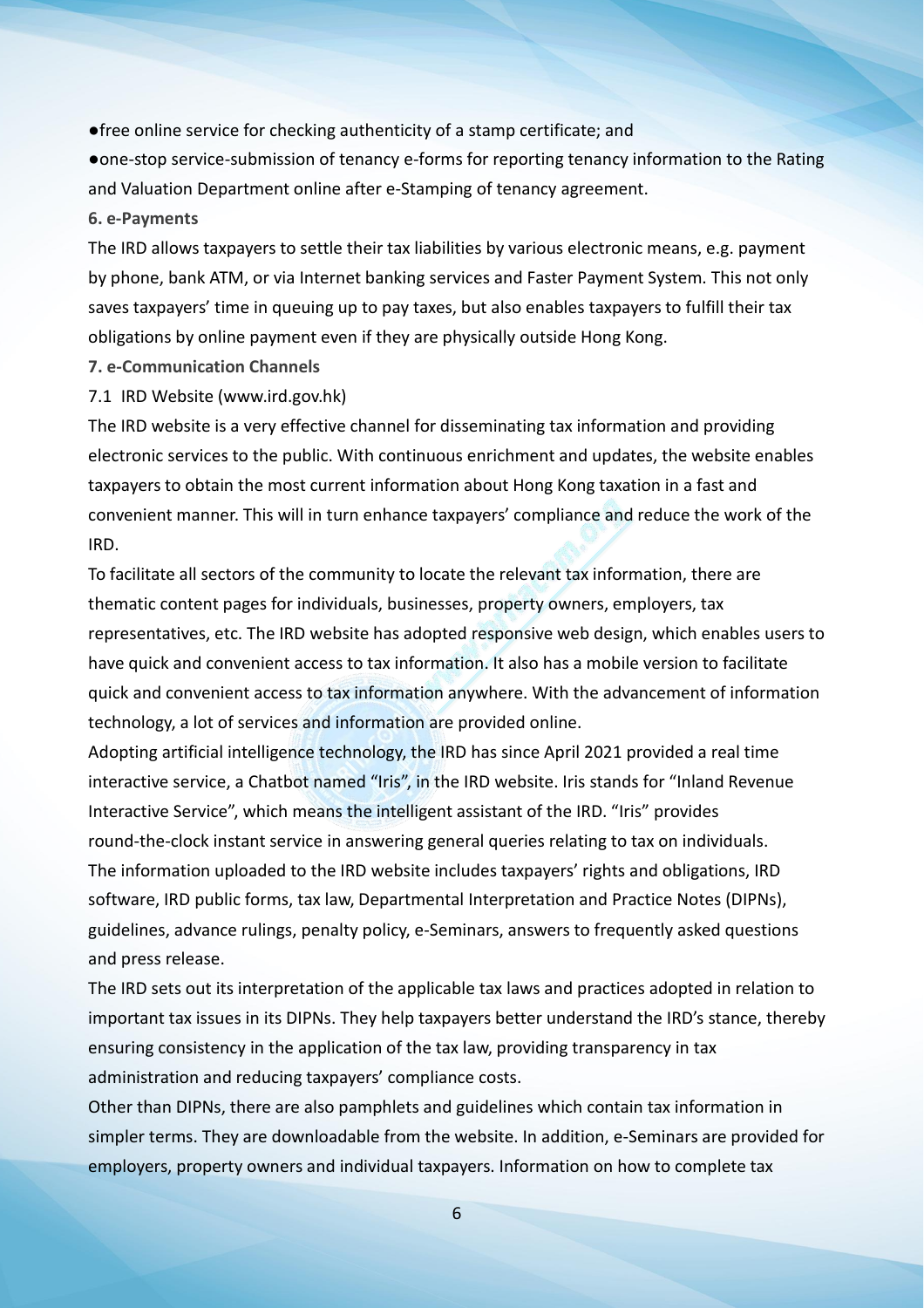- free online service for checking authenticity of a stamp certificate; and
- one-stop service-submission of tenancy e-forms for reporting tenancy information to the Rating and Valuation Department online after e-Stamping of tenancy agreement.

**6. e-Payments**

The IRD allows taxpayers to settle their tax liabilities by various electronic means, e.g. payment by phone, bank ATM, or via Internet banking services and Faster Payment System. This not only saves taxpayers' time in queuing up to pay taxes, but also enables taxpayers to fulfill their tax obligations by online payment even if they are physically outside Hong Kong.

**7. e-Communication Channels**

7.1 IRD Website (www.ird.gov.hk)

The IRD website is a very effective channel for disseminating tax information and providing electronic services to the public. With continuous enrichment and updates, the website enables taxpayers to obtain the most current information about Hong Kong taxation in a fast and convenient manner. This will in turn enhance taxpayers' compliance and reduce the work of the IRD.

To facilitate all sectors of the community to locate the relevant tax information, there are thematic content pages for individuals, businesses, property owners, employers, tax representatives, etc. The IRD website has adopted responsive web design, which enables users to have quick and convenient access to tax information. It also has a mobile version to facilitate quick and convenient access to tax information anywhere. With the advancement of information technology, a lot of services and information are provided online.

Adopting artificial intelligence technology, the IRD has since April 2021 provided a real time interactive service, a Chatbot named "Iris", in the IRD website. Iris stands for "Inland Revenue Interactive Service", which means the intelligent assistant of the IRD. "Iris" provides round-the-clock instant service in answering general queries relating to tax on individuals.

The information uploaded to the IRD website includes taxpayers' rights and obligations, IRD software, IRD public forms, tax law, Departmental Interpretation and Practice Notes (DIPNs), guidelines, advance rulings, penalty policy, e-Seminars, answers to frequently asked questions and press release.

The IRD sets out its interpretation of the applicable tax laws and practices adopted in relation to important tax issues in its DIPNs. They help taxpayers better understand the IRD's stance, thereby ensuring consistency in the application of the tax law, providing transparency in tax administration and reducing taxpayers' compliance costs.

Other than DIPNs, there are also pamphlets and guidelines which contain tax information in simpler terms. They are downloadable from the website. In addition, e-Seminars are provided for employers, property owners and individual taxpayers. Information on how to complete tax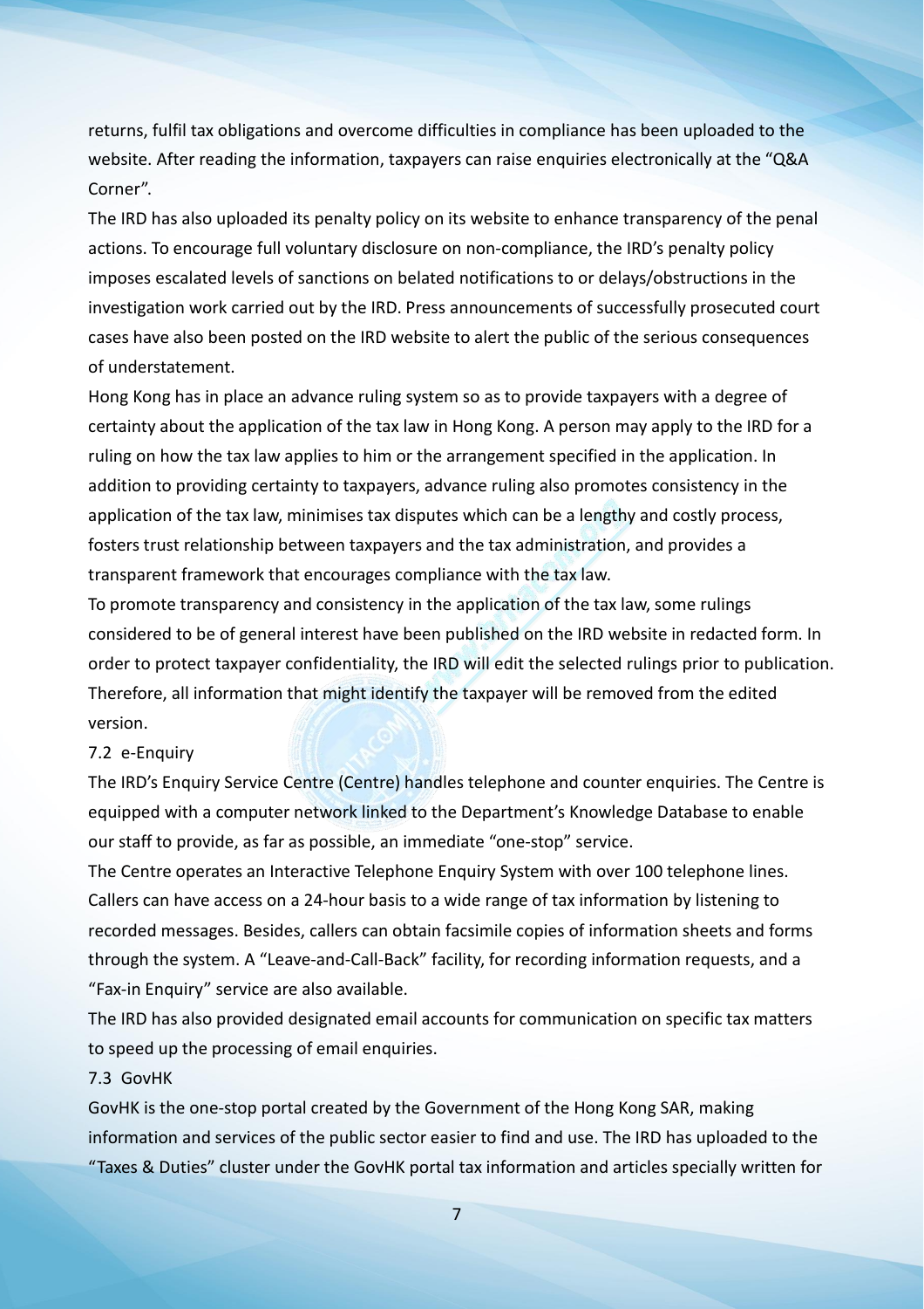returns, fulfil tax obligations and overcome difficulties in compliance has been uploaded to the website. After reading the information, taxpayers can raise enquiries electronically at the "Q&A Corner".

The IRD has also uploaded its penalty policy on its website to enhance transparency of the penal actions. To encourage full voluntary disclosure on non-compliance, the IRD's penalty policy imposes escalated levels of sanctions on belated notifications to or delays/obstructions in the investigation work carried out by the IRD. Press announcements of successfully prosecuted court cases have also been posted on the IRD website to alert the public of the serious consequences of understatement.

Hong Kong has in place an advance ruling system so as to provide taxpayers with a degree of certainty about the application of the tax law in Hong Kong. A person may apply to the IRD for a ruling on how the tax law applies to him or the arrangement specified in the application. In addition to providing certainty to taxpayers, advance ruling also promotes consistency in the application of the tax law, minimises tax disputes which can be a lengthy and costly process, fosters trust relationship between taxpayers and the tax administration, and provides a transparent framework that encourages compliance with the tax law.

To promote transparency and consistency in the application of the tax law, some rulings considered to be of general interest have been published on the IRD website in redacted form. In order to protect taxpayer confidentiality, the IRD will edit the selected rulings prior to publication. Therefore, all information that might identify the taxpayer will be removed from the edited version.

### 7.2 e-Enquiry

The IRD's Enquiry Service Centre (Centre) handles telephone and counter enquiries. The Centre is equipped with a computer network linked to the Department's Knowledge Database to enable our staff to provide, as far as possible, an immediate "one-stop" service.

The Centre operates an Interactive Telephone Enquiry System with over 100 telephone lines. Callers can have access on a 24-hour basis to a wide range of tax information by listening to recorded messages. Besides, callers can obtain facsimile copies of information sheets and forms through the system. A "Leave-and-Call-Back" facility, for recording information requests, and a "Fax-in Enquiry" service are also available.

The IRD has also provided designated email accounts for communication on specific tax matters to speed up the processing of email enquiries.

### 7.3 GovHK

GovHK is the one-stop portal created by the Government of the Hong Kong SAR, making information and services of the public sector easier to find and use. The IRD has uploaded to the "Taxes & Duties" cluster under the GovHK portal tax information and articles specially written for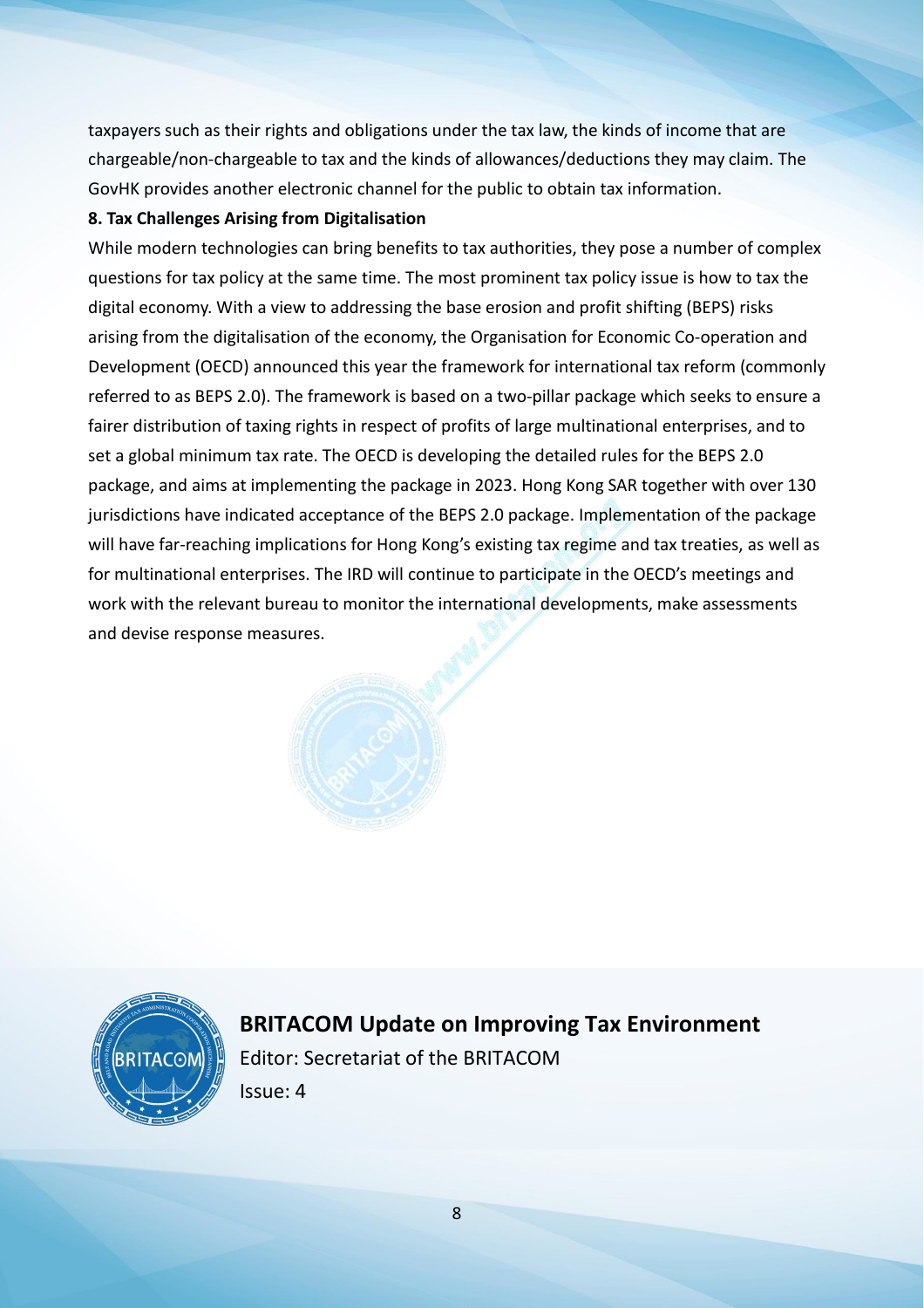taxpayers such as their rights and obligations under the tax law, the kinds of income that are chargeable/non-chargeable to tax and the kinds of allowances/deductions they may claim. The GovHK provides another electronic channel for the public to obtain tax information.

**8. Tax Challenges Arising from Digitalisation**

While modern technologies can bring benefits to tax authorities, they pose a number of complex questions for tax policy at the same time. The most prominent tax policy issue is how to tax the digital economy. With a view to addressing the base erosion and profit shifting (BEPS) risks arising from the digitalisation of the economy, the Organisation for Economic Co-operation and Development (OECD) announced this year the framework for international tax reform (commonly referred to as BEPS 2.0). The framework is based on a two-pillar package which seeks to ensure a fairer distribution of taxing rights in respect of profits of large multinational enterprises, and to set a global minimum tax rate. The OECD is developing the detailed rules for the BEPS 2.0 package, and aims at implementing the package in 2023. Hong Kong SAR together with over 130 jurisdictions have indicated acceptance of the BEPS 2.0 package. Implementation of the package will have far-reaching implications for Hong Kong's existing tax regime and tax treaties, as well as for multinational enterprises. The IRD will continue to participate in the OECD's meetings and work with the relevant bureau to monitor the international developments, make assessments and devise response measures.

**BRITACOM Update on Improving Tax Environment**

Editor: Secretariat of the BRITACOM

Issue: 4